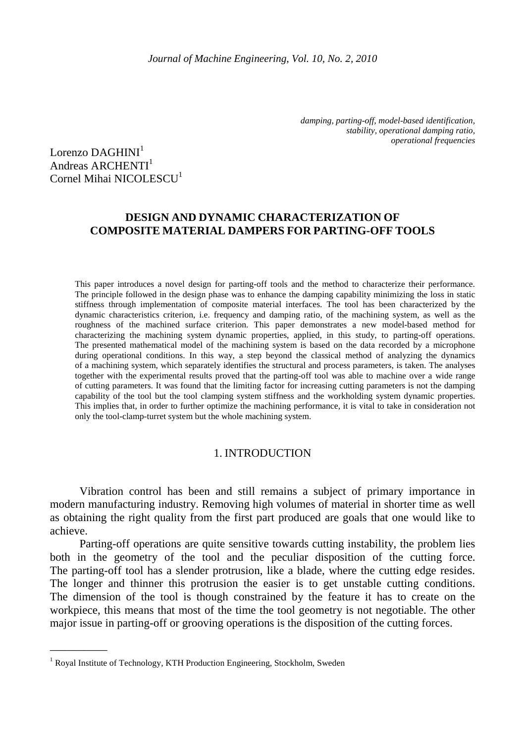*damping, parting-off, model-based identification, stability, operational damping ratio, operational frequencies*

Lorenzo DAGHINI[1]
Andreas ARCHENTI[1]
Cornel Mihai NICOLESCU[1]

# DESIGN AND DYNAMIC CHARACTERIZATION OF COMPOSITE MATERIAL DAMPERS FOR PARTING-OFF TOOLS

This paper introduces a novel design for parting-off tools and the method to characterize their performance. The principle followed in the design phase was to enhance the damping capability minimizing the loss in static stiffness through implementation of composite material interfaces. The tool has been characterized by the dynamic characteristics criterion, i.e. frequency and damping ratio, of the machining system, as well as the roughness of the machined surface criterion. This paper demonstrates a new model-based method for characterizing the machining system dynamic properties, applied, in this study, to parting-off operations. The presented mathematical model of the machining system is based on the data recorded by a microphone during operational conditions. In this way, a step beyond the classical method of analyzing the dynamics of a machining system, which separately identifies the structural and process parameters, is taken. The analyses together with the experimental results proved that the parting-off tool was able to machine over a wide range of cutting parameters. It was found that the limiting factor for increasing cutting parameters is not the damping capability of the tool but the tool clamping system stiffness and the workholding system dynamic properties. This implies that, in order to further optimize the machining performance, it is vital to take in consideration not only the tool-clamp-turret system but the whole machining system.

## 1. INTRODUCTION

Vibration control has been and still remains a subject of primary importance in modern manufacturing industry. Removing high volumes of material in shorter time as well as obtaining the right quality from the first part produced are goals that one would like to achieve.

Parting-off operations are quite sensitive towards cutting instability, the problem lies both in the geometry of the tool and the peculiar disposition of the cutting force. The parting-off tool has a slender protrusion, like a blade, where the cutting edge resides. The longer and thinner this protrusion the easier is to get unstable cutting conditions. The dimension of the tool is though constrained by the feature it has to create on the workpiece, this means that most of the time the tool geometry is not negotiable. The other major issue in parting-off or grooving operations is the disposition of the cutting forces.

---

[1] Royal Institute of Technology, KTH Production Engineering, Stockholm, Sweden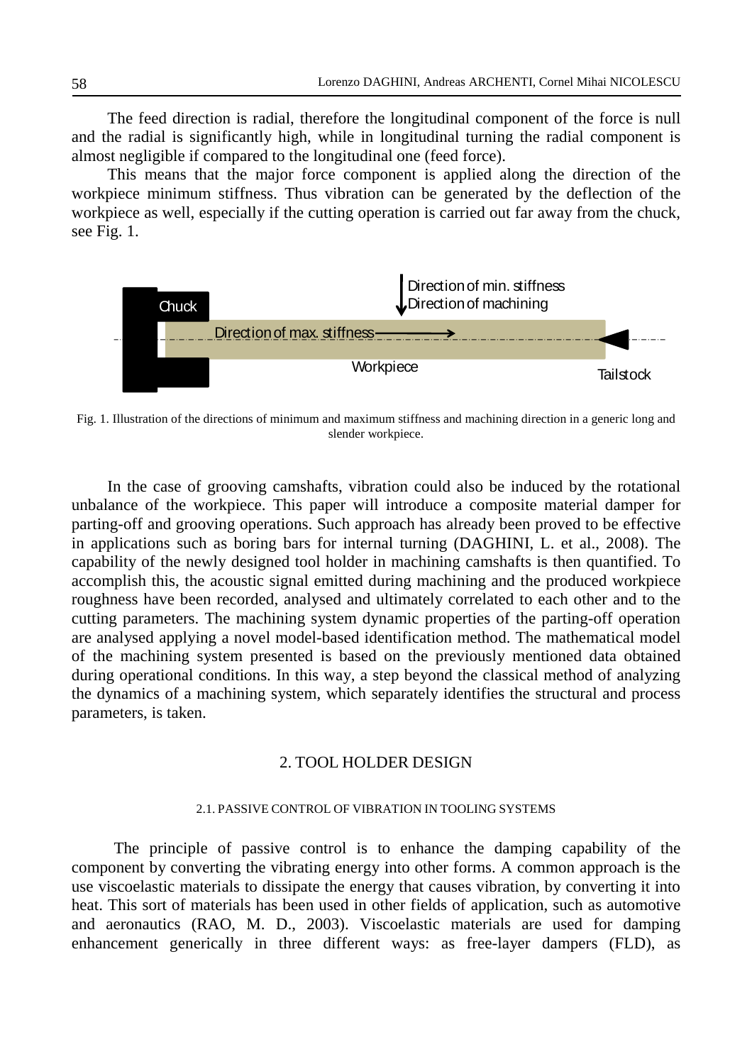The feed direction is radial, therefore the longitudinal component of the force is null and the radial is significantly high, while in longitudinal turning the radial component is almost negligible if compared to the longitudinal one (feed force).

This means that the major force component is applied along the direction of the workpiece minimum stiffness. Thus vibration can be generated by the deflection of the workpiece as well, especially if the cutting operation is carried out far away from the chuck, see Fig. 1.

Fig. 1. Illustration of the directions of minimum and maximum stiffness and machining direction in a generic long and slender workpiece.

In the case of grooving camshafts, vibration could also be induced by the rotational unbalance of the workpiece. This paper will introduce a composite material damper for parting-off and grooving operations. Such approach has already been proved to be effective in applications such as boring bars for internal turning (DAGHINI, L. et al., 2008). The capability of the newly designed tool holder in machining camshafts is then quantified. To accomplish this, the acoustic signal emitted during machining and the produced workpiece roughness have been recorded, analysed and ultimately correlated to each other and to the cutting parameters. The machining system dynamic properties of the parting-off operation are analysed applying a novel model-based identification method. The mathematical model of the machining system presented is based on the previously mentioned data obtained during operational conditions. In this way, a step beyond the classical method of analyzing the dynamics of a machining system, which separately identifies the structural and process parameters, is taken.

## 2. TOOL HOLDER DESIGN

### 2.1. PASSIVE CONTROL OF VIBRATION IN TOOLING SYSTEMS

The principle of passive control is to enhance the damping capability of the component by converting the vibrating energy into other forms. A common approach is the use viscoelastic materials to dissipate the energy that causes vibration, by converting it into heat. This sort of materials has been used in other fields of application, such as automotive and aeronautics (RAO, M. D., 2003). Viscoelastic materials are used for damping enhancement generically in three different ways: as free-layer dampers (FLD), as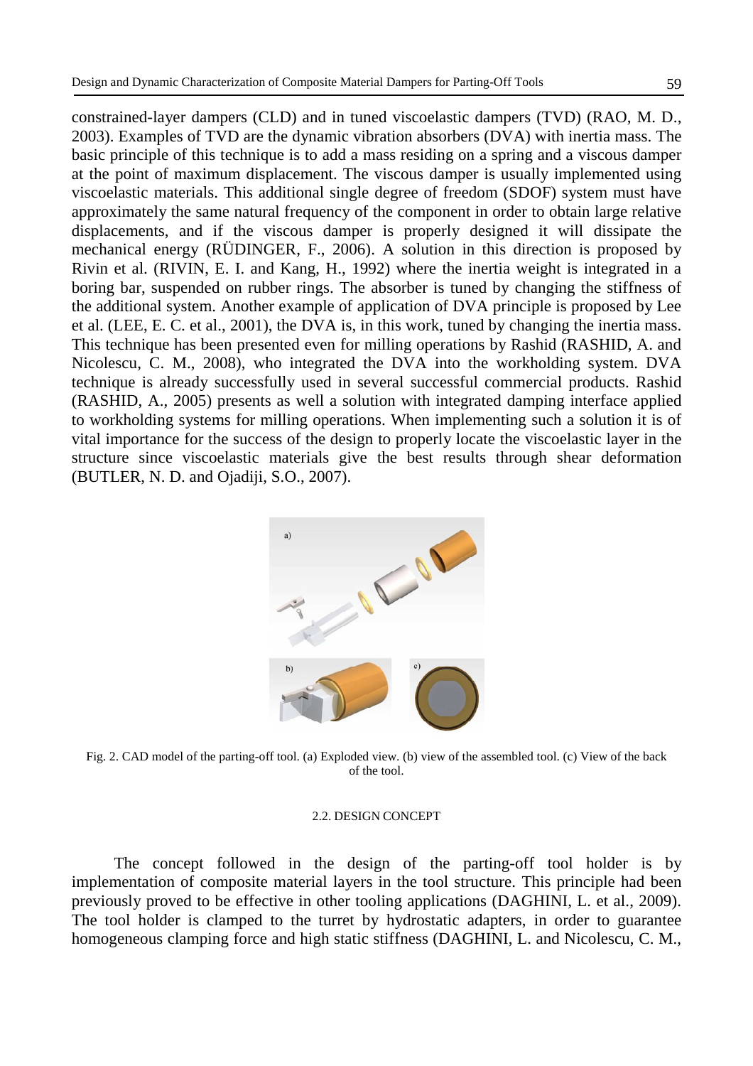constrained-layer dampers (CLD) and in tuned viscoelastic dampers (TVD) (RAO, M. D., 2003). Examples of TVD are the dynamic vibration absorbers (DVA) with inertia mass. The basic principle of this technique is to add a mass residing on a spring and a viscous damper at the point of maximum displacement. The viscous damper is usually implemented using viscoelastic materials. This additional single degree of freedom (SDOF) system must have approximately the same natural frequency of the component in order to obtain large relative displacements, and if the viscous damper is properly designed it will dissipate the mechanical energy (RÜDINGER, F., 2006). A solution in this direction is proposed by Rivin et al. (RIVIN, E. I. and Kang, H., 1992) where the inertia weight is integrated in a boring bar, suspended on rubber rings. The absorber is tuned by changing the stiffness of the additional system. Another example of application of DVA principle is proposed by Lee et al. (LEE, E. C. et al., 2001), the DVA is, in this work, tuned by changing the inertia mass. This technique has been presented even for milling operations by Rashid (RASHID, A. and Nicolescu, C. M., 2008), who integrated the DVA into the workholding system. DVA technique is already successfully used in several successful commercial products. Rashid (RASHID, A., 2005) presents as well a solution with integrated damping interface applied to workholding systems for milling operations. When implementing such a solution it is of vital importance for the success of the design to properly locate the viscoelastic layer in the structure since viscoelastic materials give the best results through shear deformation (BUTLER, N. D. and Ojadiji, S.O., 2007).

Fig. 2. CAD model of the parting-off tool. (a) Exploded view. (b) view of the assembled tool. (c) View of the back of the tool.

### 2.2. DESIGN CONCEPT

The concept followed in the design of the parting-off tool holder is by implementation of composite material layers in the tool structure. This principle had been previously proved to be effective in other tooling applications (DAGHINI, L. et al., 2009). The tool holder is clamped to the turret by hydrostatic adapters, in order to guarantee homogeneous clamping force and high static stiffness (DAGHINI, L. and Nicolescu, C. M.,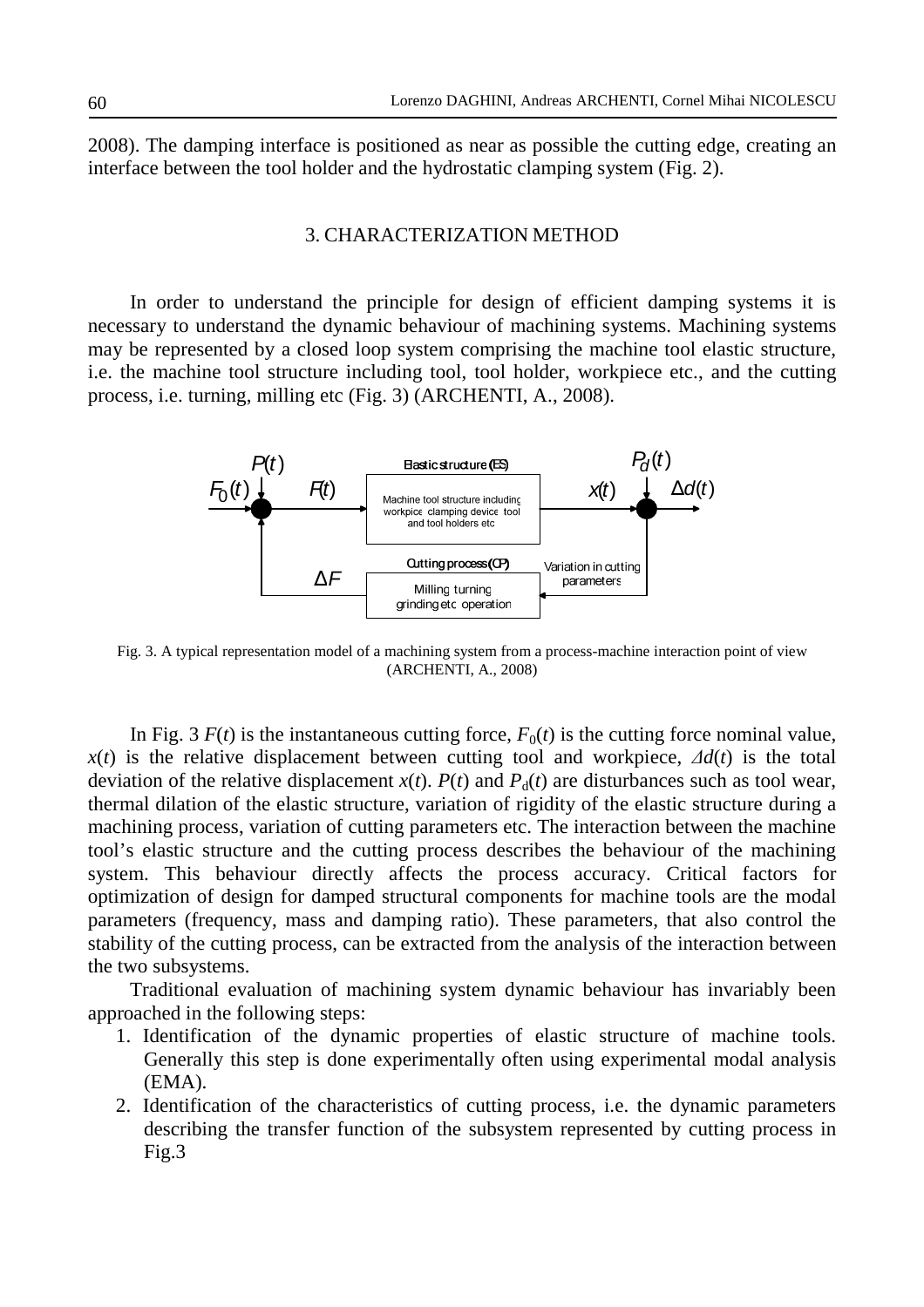2008). The damping interface is positioned as near as possible the cutting edge, creating an interface between the tool holder and the hydrostatic clamping system (Fig. 2).

## 3. CHARACTERIZATION METHOD

In order to understand the principle for design of efficient damping systems it is necessary to understand the dynamic behaviour of machining systems. Machining systems may be represented by a closed loop system comprising the machine tool elastic structure, i.e. the machine tool structure including tool, tool holder, workpiece etc., and the cutting process, i.e. turning, milling etc (Fig. 3) (ARCHENTI, A., 2008).

Fig. 3. A typical representation model of a machining system from a process-machine interaction point of view (ARCHENTI, A., 2008)

In Fig. 3 $F(t)$ is the instantaneous cutting force, $F_0(t)$ is the cutting force nominal value, $x(t)$ is the relative displacement between cutting tool and workpiece, $\Delta d(t)$ is the total deviation of the relative displacement $x(t)$. $P(t)$ and $P_d(t)$ are disturbances such as tool wear, thermal dilation of the elastic structure, variation of rigidity of the elastic structure during a machining process, variation of cutting parameters etc. The interaction between the machine tool's elastic structure and the cutting process describes the behaviour of the machining system. This behaviour directly affects the process accuracy. Critical factors for optimization of design for damped structural components for machine tools are the modal parameters (frequency, mass and damping ratio). These parameters, that also control the stability of the cutting process, can be extracted from the analysis of the interaction between the two subsystems.

Traditional evaluation of machining system dynamic behaviour has invariably been approached in the following steps:

1. Identification of the dynamic properties of elastic structure of machine tools. Generally this step is done experimentally often using experimental modal analysis (EMA).
2. Identification of the characteristics of cutting process, i.e. the dynamic parameters describing the transfer function of the subsystem represented by cutting process in Fig.3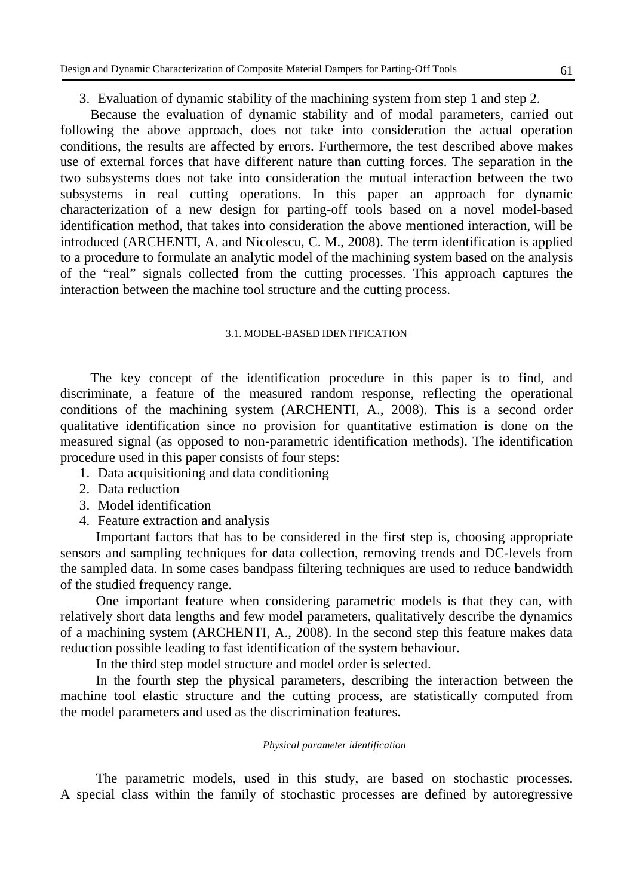3. Evaluation of dynamic stability of the machining system from step 1 and step 2.

Because the evaluation of dynamic stability and of modal parameters, carried out following the above approach, does not take into consideration the actual operation conditions, the results are affected by errors. Furthermore, the test described above makes use of external forces that have different nature than cutting forces. The separation in the two subsystems does not take into consideration the mutual interaction between the two subsystems in real cutting operations. In this paper an approach for dynamic characterization of a new design for parting-off tools based on a novel model-based identification method, that takes into consideration the above mentioned interaction, will be introduced (ARCHENTI, A. and Nicolescu, C. M., 2008). The term identification is applied to a procedure to formulate an analytic model of the machining system based on the analysis of the "real" signals collected from the cutting processes. This approach captures the interaction between the machine tool structure and the cutting process.

### 3.1. MODEL-BASED IDENTIFICATION

The key concept of the identification procedure in this paper is to find, and discriminate, a feature of the measured random response, reflecting the operational conditions of the machining system (ARCHENTI, A., 2008). This is a second order qualitative identification since no provision for quantitative estimation is done on the measured signal (as opposed to non-parametric identification methods). The identification procedure used in this paper consists of four steps:

1. Data acquisitioning and data conditioning
2. Data reduction
3. Model identification
4. Feature extraction and analysis

Important factors that has to be considered in the first step is, choosing appropriate sensors and sampling techniques for data collection, removing trends and DC-levels from the sampled data. In some cases bandpass filtering techniques are used to reduce bandwidth of the studied frequency range.

One important feature when considering parametric models is that they can, with relatively short data lengths and few model parameters, qualitatively describe the dynamics of a machining system (ARCHENTI, A., 2008). In the second step this feature makes data reduction possible leading to fast identification of the system behaviour.

In the third step model structure and model order is selected.

In the fourth step the physical parameters, describing the interaction between the machine tool elastic structure and the cutting process, are statistically computed from the model parameters and used as the discrimination features.

#### *Physical parameter identification*

The parametric models, used in this study, are based on stochastic processes. A special class within the family of stochastic processes are defined by autoregressive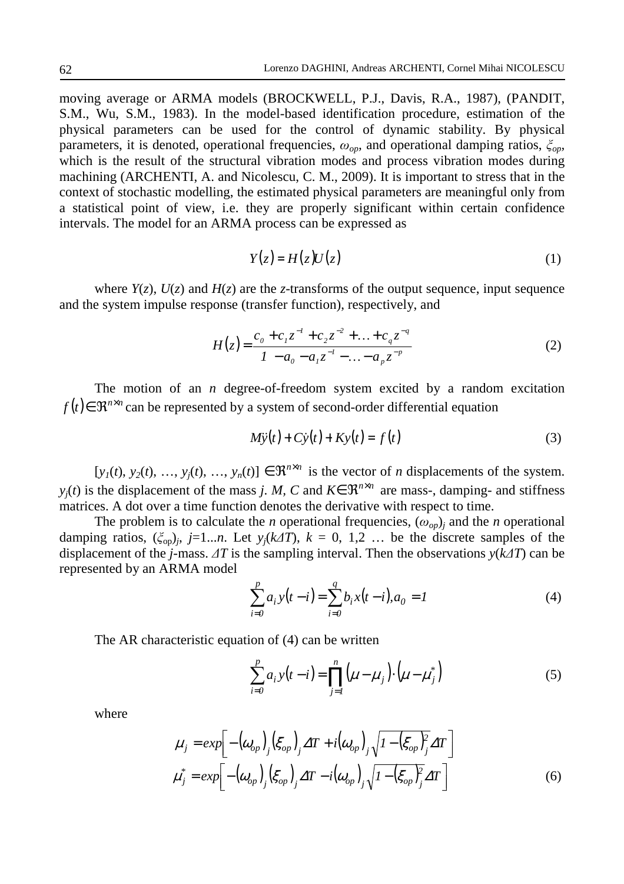moving average or ARMA models (BROCKWELL, P.J., Davis, R.A., 1987), (PANDIT, S.M., Wu, S.M., 1983). In the model-based identification procedure, estimation of the physical parameters can be used for the control of dynamic stability. By physical parameters, it is denoted, operational frequencies, $\omega_{op}$, and operational damping ratios, $\xi_{op}$, which is the result of the structural vibration modes and process vibration modes during machining (ARCHENTI, A. and Nicolescu, C. M., 2009). It is important to stress that in the context of stochastic modelling, the estimated physical parameters are meaningful only from a statistical point of view, i.e. they are properly significant within certain confidence intervals. The model for an ARMA process can be expressed as

$$Y(z) = H(z)U(z) \tag{1}$$

where $Y(z)$, $U(z)$ and $H(z)$ are the $z$-transforms of the output sequence, input sequence and the system impulse response (transfer function), respectively, and

$$H(z) = \frac{c_0 + c_1 z^{-1} + c_2 z^{-2} + \ldots + c_q z^{-q}}{1 - a_0 - a_1 z^{-1} - \ldots - a_p z^{-p}} \tag{2}$$

The motion of an $n$ degree-of-freedom system excited by a random excitation $f(t) \in \Re^{n \times n}$ can be represented by a system of second-order differential equation

$$M\ddot{y}(t) + C\dot{y}(t) + Ky(t) = f(t) \tag{3}$$

$[y_1(t), y_2(t), \ldots, y_j(t), \ldots, y_n(t)] \in \Re^{n \times n}$ is the vector of $n$ displacements of the system. $y_j(t)$ is the displacement of the mass $j$. $M$, $C$ and $K \in \Re^{n \times n}$ are mass-, damping- and stiffness matrices. A dot over a time function denotes the derivative with respect to time.

The problem is to calculate the $n$ operational frequencies, $(\omega_{op})_j$ and the $n$ operational damping ratios, $(\xi_{op})_j$, $j=1...n$. Let $y_j(k\Delta T)$, $k = 0, 1,2 \ldots$ be the discrete samples of the displacement of the $j$-mass. $\Delta T$ is the sampling interval. Then the observations $y(k\Delta T)$ can be represented by an ARMA model

$$\sum_{i=0}^{p} a_i y(t-i) = \sum_{i=0}^{q} b_i x(t-i), a_0 = 1 \tag{4}$$

The AR characteristic equation of (4) can be written

$$\sum_{i=0}^{p} a_i y(t-i) = \prod_{j=1}^{n} (\mu - \mu_j) \cdot (\mu - \mu_j^*) \tag{5}$$

where

$$\begin{aligned} \mu_j &= exp\left[ -(\omega_{op})_j (\xi_{op})_j \Delta T + i(\omega_{op})_j \sqrt{1-(\xi_{op})_j^2} \Delta T \right] \\ \mu_j^* &= exp\left[ -(\omega_{op})_j (\xi_{op})_j \Delta T - i(\omega_{op})_j \sqrt{1-(\xi_{op})_j^2} \Delta T \right] \end{aligned} \tag{6}$$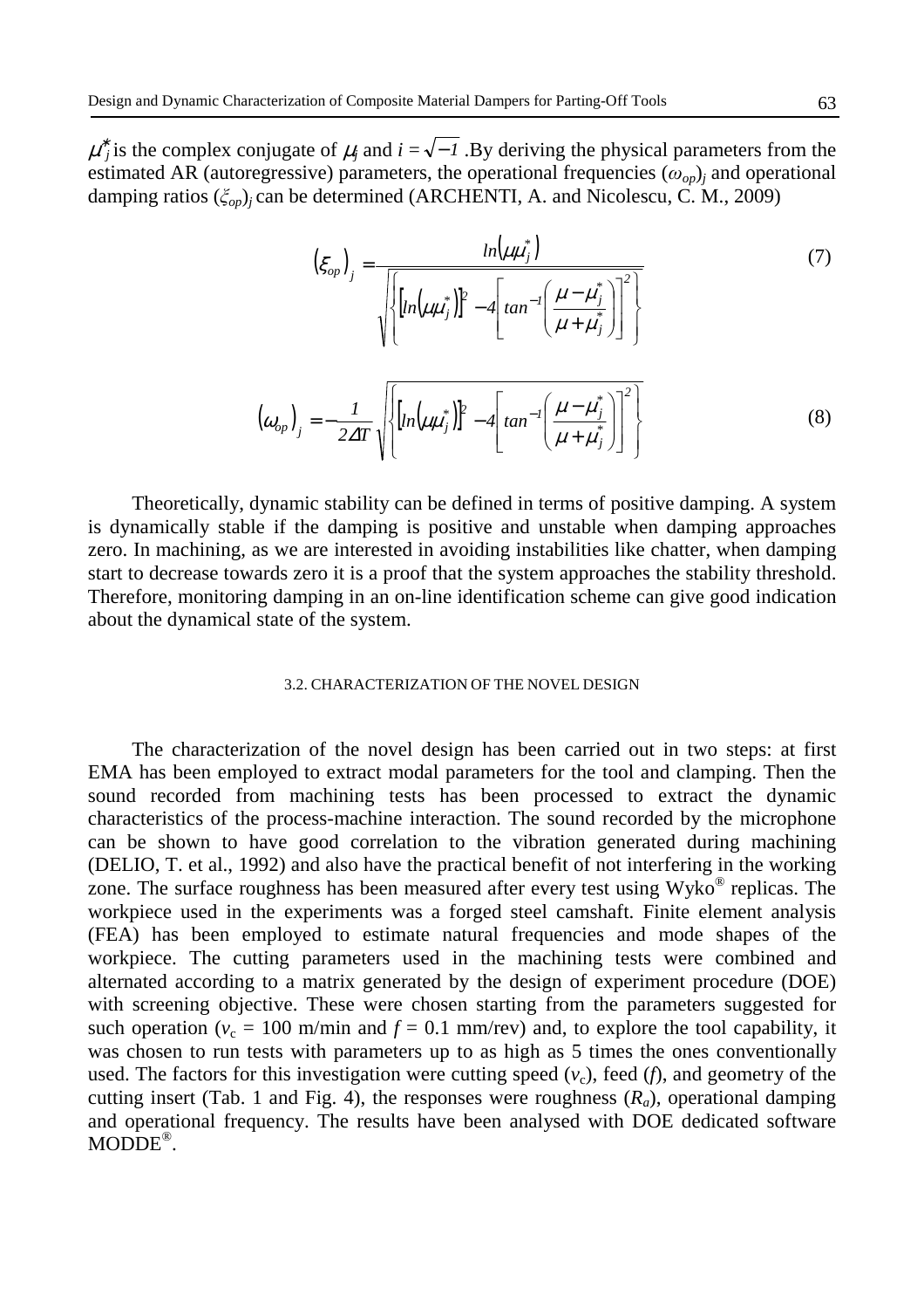$\mu_j^*$ is the complex conjugate of $\mu_j$ and $i = \sqrt{-1}$ .By deriving the physical parameters from the estimated AR (autoregressive) parameters, the operational frequencies $(\omega_{op})_j$ and operational damping ratios $(\xi_{op})_j$ can be determined (ARCHENTI, A. and Nicolescu, C. M., 2009)

$$\left(\xi_{op}\right)_j = \frac{ln\left(\mu\mu_j^*\right)}{\sqrt{\left\{\left[ln\left(\mu\mu_j^*\right)\right]^2 - 4\left[tan^{-1}\left(\frac{\mu - \mu_j^*}{\mu + \mu_j^*}\right)\right]^2\right\}}} \tag{7}$$

$$\left(\omega_{op}\right)_j = -\frac{1}{2\Delta T}\sqrt{\left\{\left[ln\left(\mu\mu_j^*\right)\right]^2 - 4\left[tan^{-1}\left(\frac{\mu - \mu_j^*}{\mu + \mu_j^*}\right)\right]^2\right\}} \tag{8}$$

Theoretically, dynamic stability can be defined in terms of positive damping. A system is dynamically stable if the damping is positive and unstable when damping approaches zero. In machining, as we are interested in avoiding instabilities like chatter, when damping start to decrease towards zero it is a proof that the system approaches the stability threshold. Therefore, monitoring damping in an on-line identification scheme can give good indication about the dynamical state of the system.

### 3.2. CHARACTERIZATION OF THE NOVEL DESIGN

The characterization of the novel design has been carried out in two steps: at first EMA has been employed to extract modal parameters for the tool and clamping. Then the sound recorded from machining tests has been processed to extract the dynamic characteristics of the process-machine interaction. The sound recorded by the microphone can be shown to have good correlation to the vibration generated during machining (DELIO, T. et al., 1992) and also have the practical benefit of not interfering in the working zone. The surface roughness has been measured after every test using Wyko® replicas. The workpiece used in the experiments was a forged steel camshaft. Finite element analysis (FEA) has been employed to estimate natural frequencies and mode shapes of the workpiece. The cutting parameters used in the machining tests were combined and alternated according to a matrix generated by the design of experiment procedure (DOE) with screening objective. These were chosen starting from the parameters suggested for such operation ($v_c$ = 100 m/min and $f$ = 0.1 mm/rev) and, to explore the tool capability, it was chosen to run tests with parameters up to as high as 5 times the ones conventionally used. The factors for this investigation were cutting speed ($v_c$), feed ($f$), and geometry of the cutting insert (Tab. 1 and Fig. 4), the responses were roughness ($R_a$), operational damping and operational frequency. The results have been analysed with DOE dedicated software MODDE®.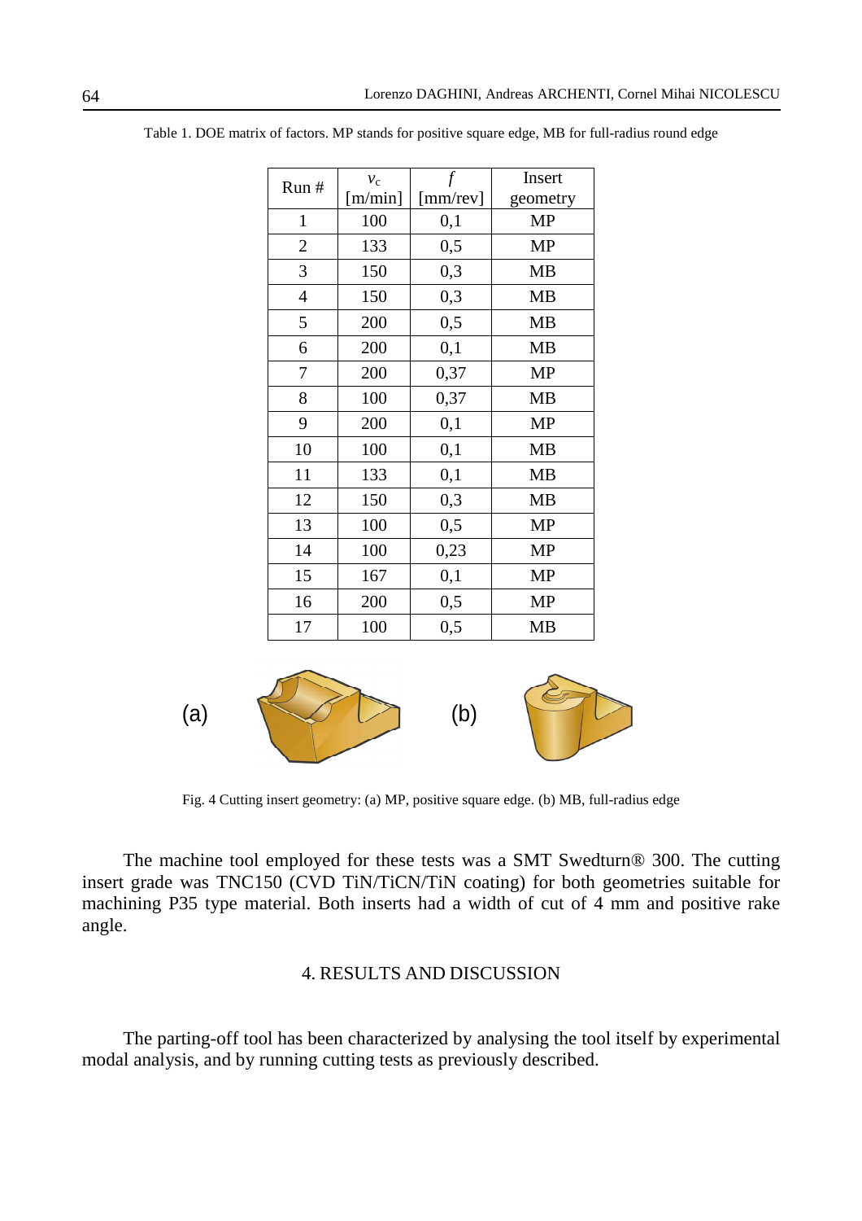Table 1. DOE matrix of factors. MP stands for positive square edge, MB for full-radius round edge

| Run # | $v_c$ [m/min] | $f$ [mm/rev] | Insert geometry |
|---|---|---|---|
| 1 | 100 | 0,1 | MP |
| 2 | 133 | 0,5 | MP |
| 3 | 150 | 0,3 | MB |
| 4 | 150 | 0,3 | MB |
| 5 | 200 | 0,5 | MB |
| 6 | 200 | 0,1 | MB |
| 7 | 200 | 0,37 | MP |
| 8 | 100 | 0,37 | MB |
| 9 | 200 | 0,1 | MP |
| 10 | 100 | 0,1 | MB |
| 11 | 133 | 0,1 | MB |
| 12 | 150 | 0,3 | MB |
| 13 | 100 | 0,5 | MP |
| 14 | 100 | 0,23 | MP |
| 15 | 167 | 0,1 | MP |
| 16 | 200 | 0,5 | MP |
| 17 | 100 | 0,5 | MB |

(a) (b)

Fig. 4 Cutting insert geometry: (a) MP, positive square edge. (b) MB, full-radius edge

The machine tool employed for these tests was a SMT Swedturn® 300. The cutting insert grade was TNC150 (CVD TiN/TiCN/TiN coating) for both geometries suitable for machining P35 type material. Both inserts had a width of cut of 4 mm and positive rake angle.

## 4. RESULTS AND DISCUSSION

The parting-off tool has been characterized by analysing the tool itself by experimental modal analysis, and by running cutting tests as previously described.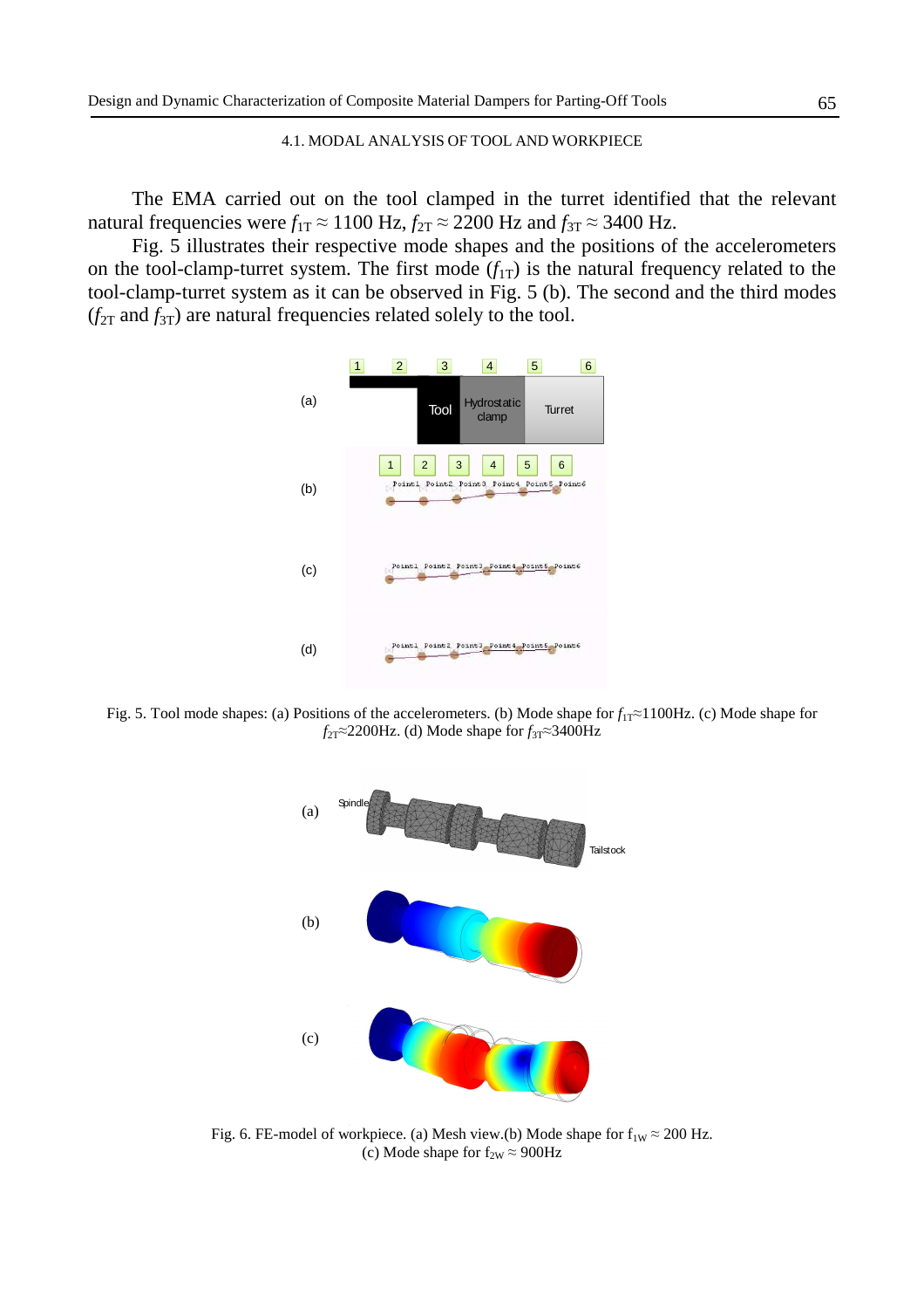### 4.1. MODAL ANALYSIS OF TOOL AND WORKPIECE

The EMA carried out on the tool clamped in the turret identified that the relevant natural frequencies were $f_{1T} \approx 1100$ Hz, $f_{2T} \approx 2200$ Hz and $f_{3T} \approx 3400$ Hz.

Fig. 5 illustrates their respective mode shapes and the positions of the accelerometers on the tool-clamp-turret system. The first mode ($f_{1T}$) is the natural frequency related to the tool-clamp-turret system as it can be observed in Fig. 5 (b). The second and the third modes ($f_{2T}$ and $f_{3T}$) are natural frequencies related solely to the tool.

Fig. 5. Tool mode shapes: (a) Positions of the accelerometers. (b) Mode shape for $f_{1T}$≈1100Hz. (c) Mode shape for $f_{2T}$≈2200Hz. (d) Mode shape for $f_{3T}$≈3400Hz

Fig. 6. FE-model of workpiece. (a) Mesh view.(b) Mode shape for $f_{1W} \approx 200$ Hz. (c) Mode shape for $f_{2W} \approx 900$Hz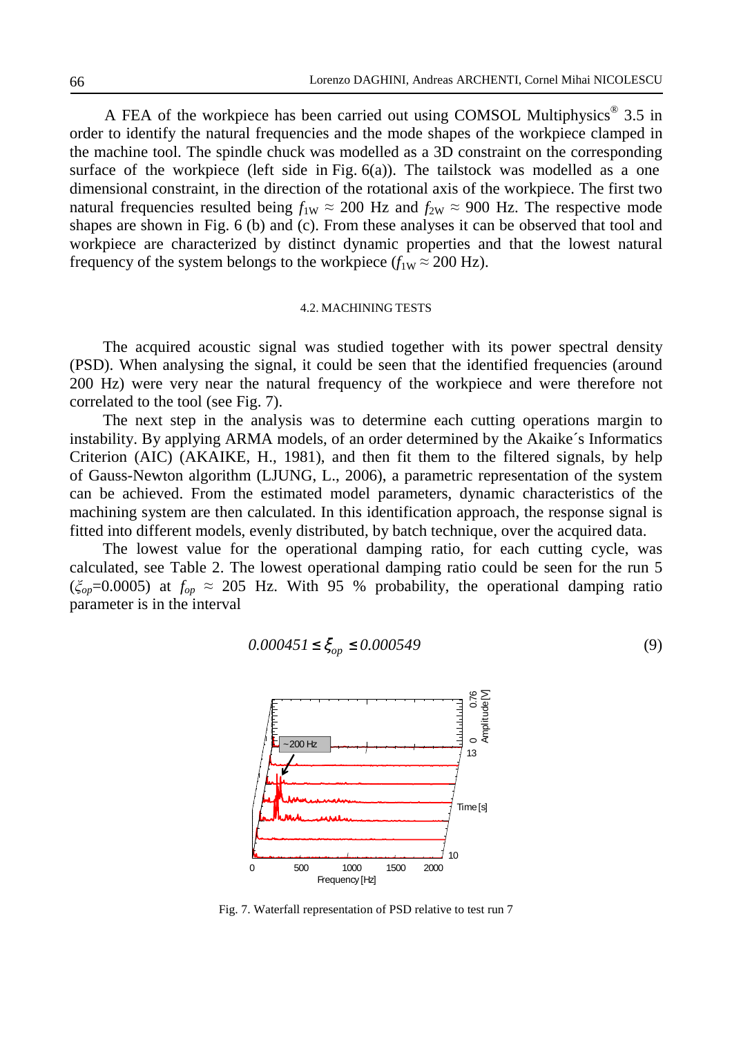A FEA of the workpiece has been carried out using COMSOL Multiphysics® 3.5 in order to identify the natural frequencies and the mode shapes of the workpiece clamped in the machine tool. The spindle chuck was modelled as a 3D constraint on the corresponding surface of the workpiece (left side in Fig. 6(a)). The tailstock was modelled as a one dimensional constraint, in the direction of the rotational axis of the workpiece. The first two natural frequencies resulted being $f_{1W} \approx 200$ Hz and $f_{2W} \approx 900$ Hz. The respective mode shapes are shown in Fig. 6 (b) and (c). From these analyses it can be observed that tool and workpiece are characterized by distinct dynamic properties and that the lowest natural frequency of the system belongs to the workpiece ($f_{1W} \approx 200$ Hz).

### 4.2. MACHINING TESTS

The acquired acoustic signal was studied together with its power spectral density (PSD). When analysing the signal, it could be seen that the identified frequencies (around 200 Hz) were very near the natural frequency of the workpiece and were therefore not correlated to the tool (see Fig. 7).

The next step in the analysis was to determine each cutting operations margin to instability. By applying ARMA models, of an order determined by the Akaike´s Informatics Criterion (AIC) (AKAIKE, H., 1981), and then fit them to the filtered signals, by help of Gauss-Newton algorithm (LJUNG, L., 2006), a parametric representation of the system can be achieved. From the estimated model parameters, dynamic characteristics of the machining system are then calculated. In this identification approach, the response signal is fitted into different models, evenly distributed, by batch technique, over the acquired data.

The lowest value for the operational damping ratio, for each cutting cycle, was calculated, see Table 2. The lowest operational damping ratio could be seen for the run 5 ($\xi_{op}$=0.0005) at $f_{op} \approx 205$ Hz. With 95 % probability, the operational damping ratio parameter is in the interval

$$0.000451 \leq \xi_{op} \leq 0.000549 \tag{9}$$

Fig. 7. Waterfall representation of PSD relative to test run 7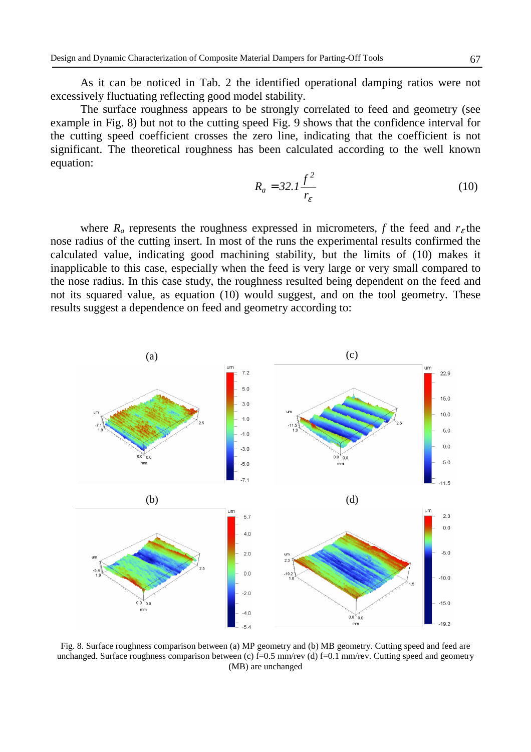As it can be noticed in Tab. 2 the identified operational damping ratios were not excessively fluctuating reflecting good model stability.

The surface roughness appears to be strongly correlated to feed and geometry (see example in Fig. 8) but not to the cutting speed Fig. 9 shows that the confidence interval for the cutting speed coefficient crosses the zero line, indicating that the coefficient is not significant. The theoretical roughness has been calculated according to the well known equation:

$$R_a = 32.1 \frac{f^2}{r_\varepsilon} \tag{10}$$

where $R_a$ represents the roughness expressed in micrometers, $f$ the feed and $r_\varepsilon$ the nose radius of the cutting insert. In most of the runs the experimental results confirmed the calculated value, indicating good machining stability, but the limits of (10) makes it inapplicable to this case, especially when the feed is very large or very small compared to the nose radius. In this case study, the roughness resulted being dependent on the feed and not its squared value, as equation (10) would suggest, and on the tool geometry. These results suggest a dependence on feed and geometry according to:

Fig. 8. Surface roughness comparison between (a) MP geometry and (b) MB geometry. Cutting speed and feed are unchanged. Surface roughness comparison between (c) f=0.5 mm/rev (d) f=0.1 mm/rev. Cutting speed and geometry (MB) are unchanged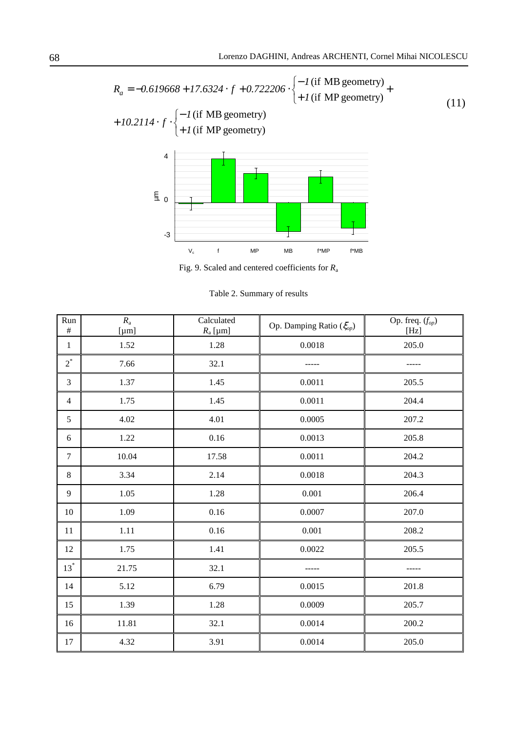$$R_a = -0.619668 + 17.6324 \cdot f + 0.722206 \cdot \begin{cases} -1 \text{ (if MB geometry)} \\ +1 \text{ (if MP geometry)} \end{cases} + 10.2114 \cdot f \cdot \begin{cases} -1 \text{ (if MB geometry)} \\ +1 \text{ (if MP geometry)} \end{cases} \tag{11}$$

Fig. 9. Scaled and centered coefficients for $R_a$

Table 2. Summary of results

| Run # | $R_a$ [μm] | Calculated $R_a$ [μm] | Op. Damping Ratio ($\xi_{op}$) | Op. freq. ($f_{op}$) [Hz] |
|---|---|---|---|---|
| 1 | 1.52 | 1.28 | 0.0018 | 205.0 |
| 2* | 7.66 | 32.1 | ----- | ----- |
| 3 | 1.37 | 1.45 | 0.0011 | 205.5 |
| 4 | 1.75 | 1.45 | 0.0011 | 204.4 |
| 5 | 4.02 | 4.01 | 0.0005 | 207.2 |
| 6 | 1.22 | 0.16 | 0.0013 | 205.8 |
| 7 | 10.04 | 17.58 | 0.0011 | 204.2 |
| 8 | 3.34 | 2.14 | 0.0018 | 204.3 |
| 9 | 1.05 | 1.28 | 0.001 | 206.4 |
| 10 | 1.09 | 0.16 | 0.0007 | 207.0 |
| 11 | 1.11 | 0.16 | 0.001 | 208.2 |
| 12 | 1.75 | 1.41 | 0.0022 | 205.5 |
| 13* | 21.75 | 32.1 | ----- | ----- |
| 14 | 5.12 | 6.79 | 0.0015 | 201.8 |
| 15 | 1.39 | 1.28 | 0.0009 | 205.7 |
| 16 | 11.81 | 32.1 | 0.0014 | 200.2 |
| 17 | 4.32 | 3.91 | 0.0014 | 205.0 |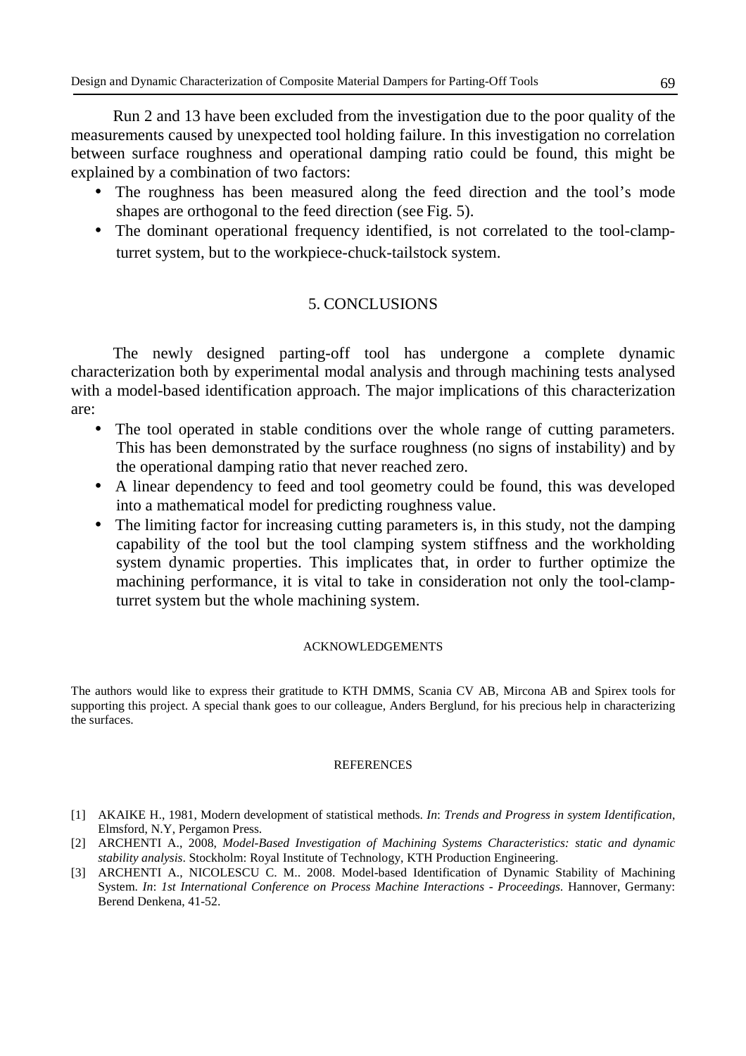Run 2 and 13 have been excluded from the investigation due to the poor quality of the measurements caused by unexpected tool holding failure. In this investigation no correlation between surface roughness and operational damping ratio could be found, this might be explained by a combination of two factors:

- The roughness has been measured along the feed direction and the tool's mode shapes are orthogonal to the feed direction (see Fig. 5).
- The dominant operational frequency identified, is not correlated to the tool-clamp-turret system, but to the workpiece-chuck-tailstock system.

## 5. CONCLUSIONS

The newly designed parting-off tool has undergone a complete dynamic characterization both by experimental modal analysis and through machining tests analysed with a model-based identification approach. The major implications of this characterization are:

- The tool operated in stable conditions over the whole range of cutting parameters. This has been demonstrated by the surface roughness (no signs of instability) and by the operational damping ratio that never reached zero.
- A linear dependency to feed and tool geometry could be found, this was developed into a mathematical model for predicting roughness value.
- The limiting factor for increasing cutting parameters is, in this study, not the damping capability of the tool but the tool clamping system stiffness and the workholding system dynamic properties. This implicates that, in order to further optimize the machining performance, it is vital to take in consideration not only the tool-clamp-turret system but the whole machining system.

### ACKNOWLEDGEMENTS

The authors would like to express their gratitude to KTH DMMS, Scania CV AB, Mircona AB and Spirex tools for supporting this project. A special thank goes to our colleague, Anders Berglund, for his precious help in characterizing the surfaces.

### REFERENCES

[1] AKAIKE H., 1981, Modern development of statistical methods. *In*: *Trends and Progress in system Identification*, Elmsford, N.Y, Pergamon Press.

[2] ARCHENTI A., 2008, *Model-Based Investigation of Machining Systems Characteristics: static and dynamic stability analysis*. Stockholm: Royal Institute of Technology, KTH Production Engineering.

[3] ARCHENTI A., NICOLESCU C. M.. 2008. Model-based Identification of Dynamic Stability of Machining System. *In*: *1st International Conference on Process Machine Interactions - Proceedings*. Hannover, Germany: Berend Denkena, 41-52.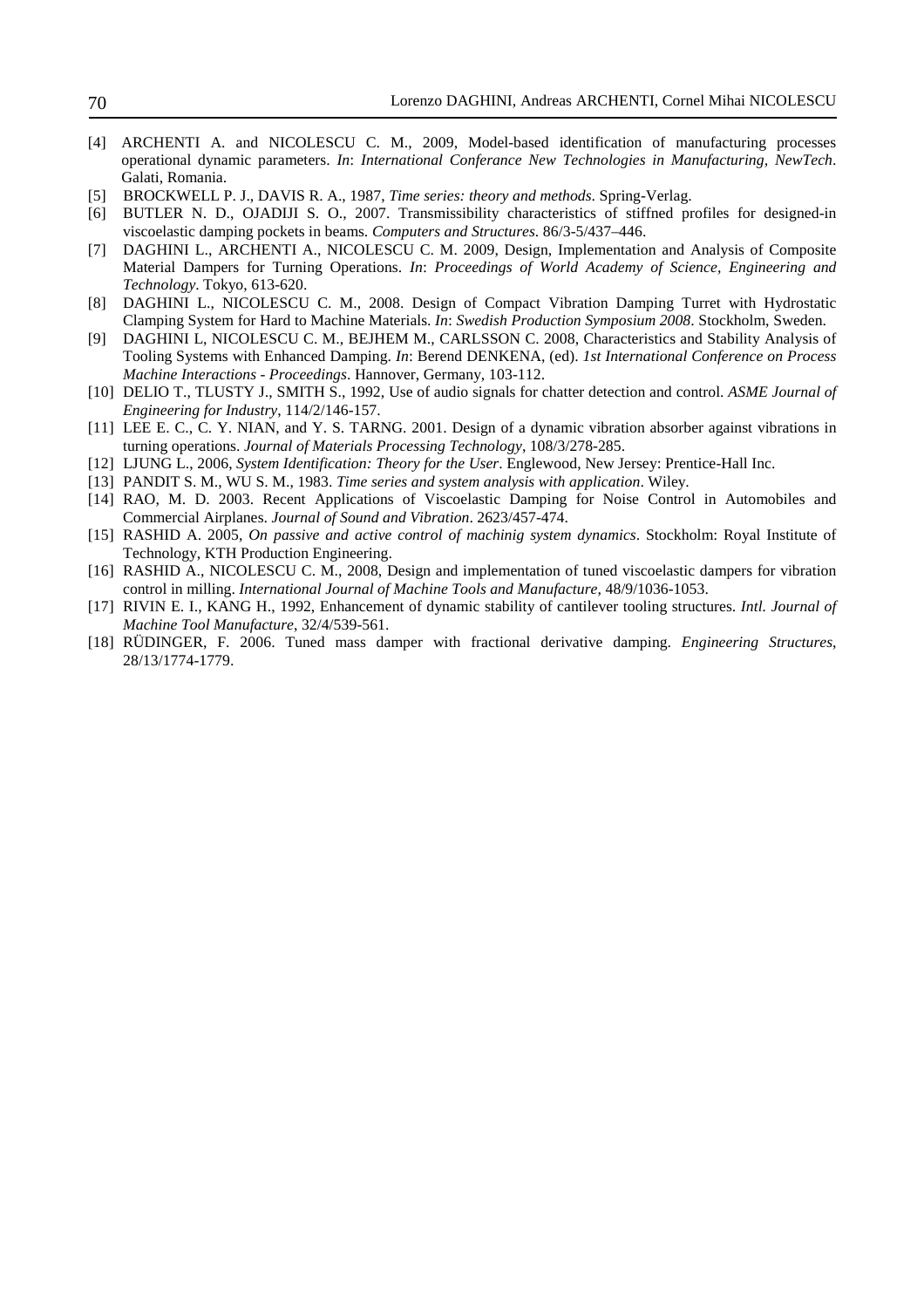[4] ARCHENTI A. and NICOLESCU C. M., 2009, Model-based identification of manufacturing processes operational dynamic parameters. *In*: *International Conferance New Technologies in Manufacturing, NewTech*. Galati, Romania.

[5] BROCKWELL P. J., DAVIS R. A., 1987, *Time series: theory and methods*. Spring-Verlag.

[6] BUTLER N. D., OJADIJI S. O., 2007. Transmissibility characteristics of stiffned profiles for designed-in viscoelastic damping pockets in beams. *Computers and Structures*. 86/3-5/437–446.

[7] DAGHINI L., ARCHENTI A., NICOLESCU C. M. 2009, Design, Implementation and Analysis of Composite Material Dampers for Turning Operations. *In*: *Proceedings of World Academy of Science, Engineering and Technology*. Tokyo, 613-620.

[8] DAGHINI L., NICOLESCU C. M., 2008. Design of Compact Vibration Damping Turret with Hydrostatic Clamping System for Hard to Machine Materials. *In*: *Swedish Production Symposium 2008*. Stockholm, Sweden.

[9] DAGHINI L, NICOLESCU C. M., BEJHEM M., CARLSSON C. 2008, Characteristics and Stability Analysis of Tooling Systems with Enhanced Damping. *In*: Berend DENKENA, (ed). *1st International Conference on Process Machine Interactions - Proceedings*. Hannover, Germany, 103-112.

[10] DELIO T., TLUSTY J., SMITH S., 1992, Use of audio signals for chatter detection and control. *ASME Journal of Engineering for Industry*, 114/2/146-157.

[11] LEE E. C., C. Y. NIAN, and Y. S. TARNG. 2001. Design of a dynamic vibration absorber against vibrations in turning operations. *Journal of Materials Processing Technology*, 108/3/278-285.

[12] LJUNG L., 2006, *System Identification: Theory for the User*. Englewood, New Jersey: Prentice-Hall Inc.

[13] PANDIT S. M., WU S. M., 1983. *Time series and system analysis with application*. Wiley.

[14] RAO, M. D. 2003. Recent Applications of Viscoelastic Damping for Noise Control in Automobiles and Commercial Airplanes. *Journal of Sound and Vibration*. 2623/457-474.

[15] RASHID A. 2005, *On passive and active control of machinig system dynamics*. Stockholm: Royal Institute of Technology, KTH Production Engineering.

[16] RASHID A., NICOLESCU C. M., 2008, Design and implementation of tuned viscoelastic dampers for vibration control in milling. *International Journal of Machine Tools and Manufacture*, 48/9/1036-1053.

[17] RIVIN E. I., KANG H., 1992, Enhancement of dynamic stability of cantilever tooling structures. *Intl. Journal of Machine Tool Manufacture*, 32/4/539-561.

[18] RÜDINGER, F. 2006. Tuned mass damper with fractional derivative damping. *Engineering Structures*, 28/13/1774-1779.